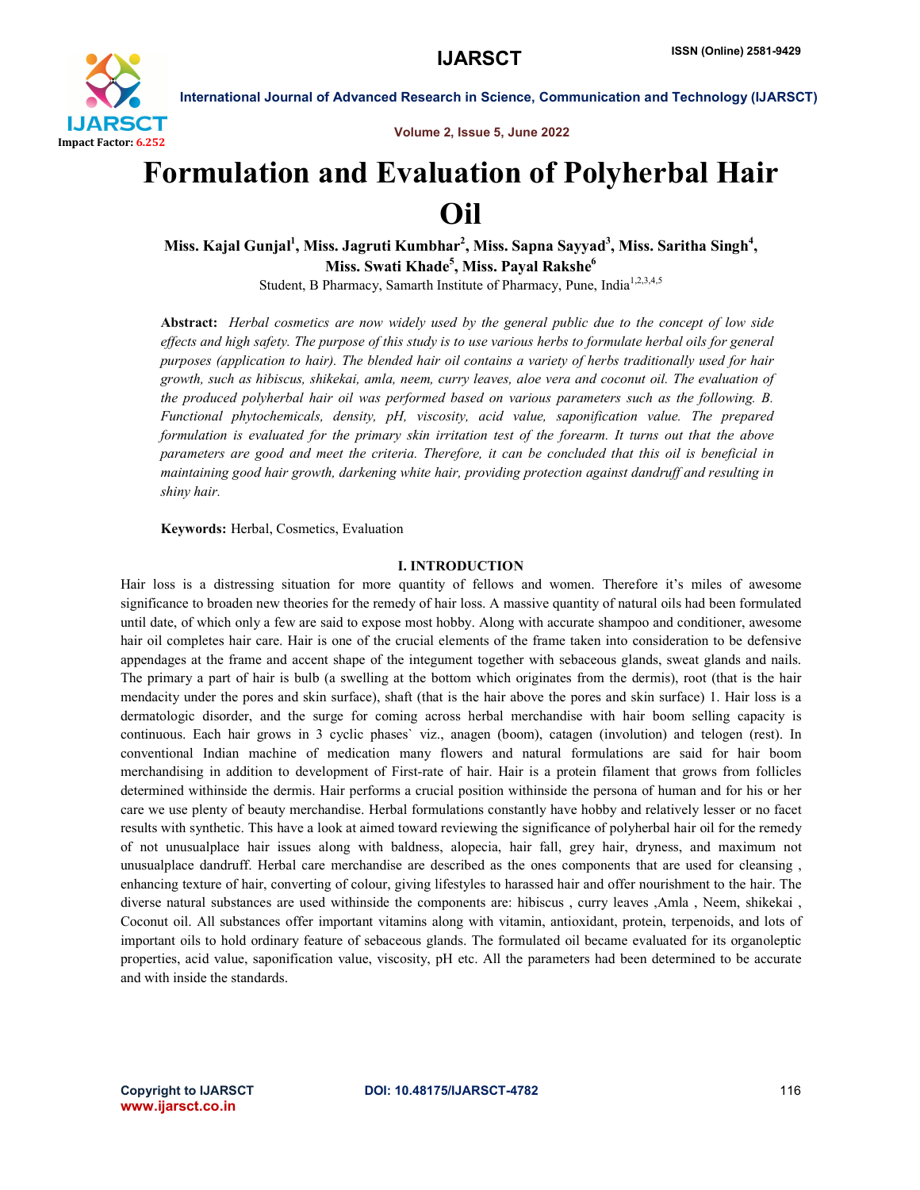# Formulation and Evaluation of Polyherbal Hair Oil

**Miss. Kajal Gunjal[1], Miss. Jagruti Kumbhar[2], Miss. Sapna Sayyad[3], Miss. Saritha Singh[4], Miss. Swati Khade[5], Miss. Payal Rakshe[6]**

Student, B Pharmacy, Samarth Institute of Pharmacy, Pune, India[1,2,3,4,5]

**Abstract:** *Herbal cosmetics are now widely used by the general public due to the concept of low side effects and high safety. The purpose of this study is to use various herbs to formulate herbal oils for general purposes (application to hair). The blended hair oil contains a variety of herbs traditionally used for hair growth, such as hibiscus, shikekai, amla, neem, curry leaves, aloe vera and coconut oil. The evaluation of the produced polyherbal hair oil was performed based on various parameters such as the following. B. Functional phytochemicals, density, pH, viscosity, acid value, saponification value. The prepared formulation is evaluated for the primary skin irritation test of the forearm. It turns out that the above parameters are good and meet the criteria. Therefore, it can be concluded that this oil is beneficial in maintaining good hair growth, darkening white hair, providing protection against dandruff and resulting in shiny hair.*

**Keywords:** Herbal, Cosmetics, Evaluation

## I. INTRODUCTION

Hair loss is a distressing situation for more quantity of fellows and women. Therefore it's miles of awesome significance to broaden new theories for the remedy of hair loss. A massive quantity of natural oils had been formulated until date, of which only a few are said to expose most hobby. Along with accurate shampoo and conditioner, awesome hair oil completes hair care. Hair is one of the crucial elements of the frame taken into consideration to be defensive appendages at the frame and accent shape of the integument together with sebaceous glands, sweat glands and nails. The primary a part of hair is bulb (a swelling at the bottom which originates from the dermis), root (that is the hair mendacity under the pores and skin surface), shaft (that is the hair above the pores and skin surface) 1. Hair loss is a dermatologic disorder, and the surge for coming across herbal merchandise with hair boom selling capacity is continuous. Each hair grows in 3 cyclic phases` viz., anagen (boom), catagen (involution) and telogen (rest). In conventional Indian machine of medication many flowers and natural formulations are said for hair boom merchandising in addition to development of First-rate of hair. Hair is a protein filament that grows from follicles determined withinside the dermis. Hair performs a crucial position withinside the persona of human and for his or her care we use plenty of beauty merchandise. Herbal formulations constantly have hobby and relatively lesser or no facet results with synthetic. This have a look at aimed toward reviewing the significance of polyherbal hair oil for the remedy of not unusualplace hair issues along with baldness, alopecia, hair fall, grey hair, dryness, and maximum not unusualplace dandruff. Herbal care merchandise are described as the ones components that are used for cleansing , enhancing texture of hair, converting of colour, giving lifestyles to harassed hair and offer nourishment to the hair. The diverse natural substances are used withinside the components are: hibiscus , curry leaves ,Amla , Neem, shikekai , Coconut oil. All substances offer important vitamins along with vitamin, antioxidant, protein, terpenoids, and lots of important oils to hold ordinary feature of sebaceous glands. The formulated oil became evaluated for its organoleptic properties, acid value, saponification value, viscosity, pH etc. All the parameters had been determined to be accurate and with inside the standards.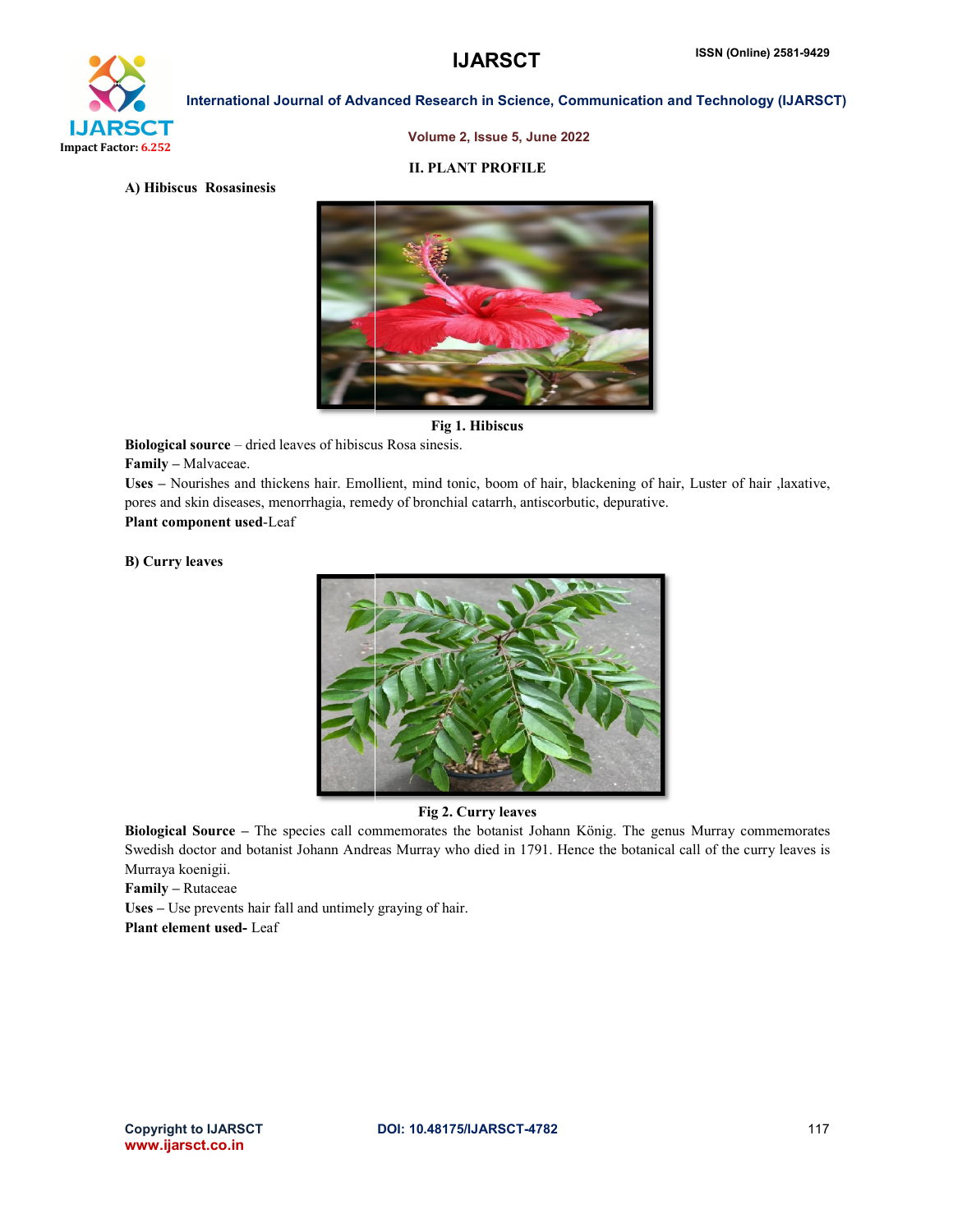## II. PLANT PROFILE

**A) Hibiscus Rosasinesis**

Fig 1. Hibiscus

**Biological source** – dried leaves of hibiscus Rosa sinesis.

**Family –** Malvaceae.

**Uses –** Nourishes and thickens hair. Emollient, mind tonic, boom of hair, blackening of hair, Luster of hair ,laxative, pores and skin diseases, menorrhagia, remedy of bronchial catarrh, antiscorbutic, depurative.

**Plant component used**-Leaf

**B) Curry leaves**

Fig 2. Curry leaves

**Biological Source –** The species call commemorates the botanist Johann König. The genus Murray commemorates Swedish doctor and botanist Johann Andreas Murray who died in 1791. Hence the botanical call of the curry leaves is Murraya koenigii.

**Family –** Rutaceae

**Uses –** Use prevents hair fall and untimely graying of hair.

**Plant element used-** Leaf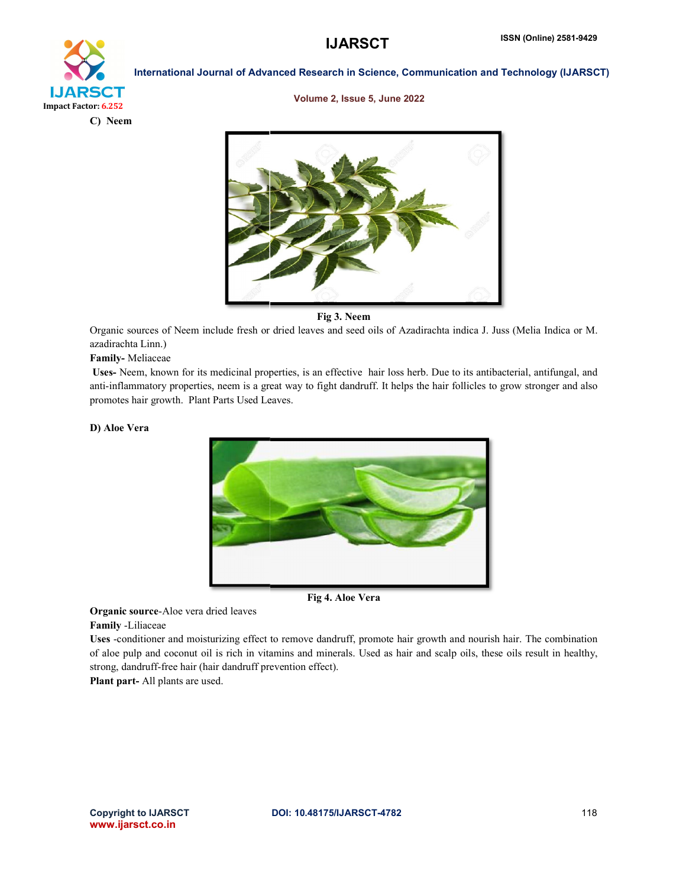C) Neem

Fig 3. Neem

Organic sources of Neem include fresh or dried leaves and seed oils of Azadirachta indica J. Juss (Melia Indica or M. azadirachta Linn.)

**Family-** Meliaceae

**Uses-** Neem, known for its medicinal properties, is an effective hair loss herb. Due to its antibacterial, antifungal, and anti-inflammatory properties, neem is a great way to fight dandruff. It helps the hair follicles to grow stronger and also promotes hair growth. Plant Parts Used Leaves.

D) Aloe Vera

Fig 4. Aloe Vera

**Organic source**-Aloe vera dried leaves

**Family** -Liliaceae

**Uses** -conditioner and moisturizing effect to remove dandruff, promote hair growth and nourish hair. The combination of aloe pulp and coconut oil is rich in vitamins and minerals. Used as hair and scalp oils, these oils result in healthy, strong, dandruff-free hair (hair dandruff prevention effect).

**Plant part-** All plants are used.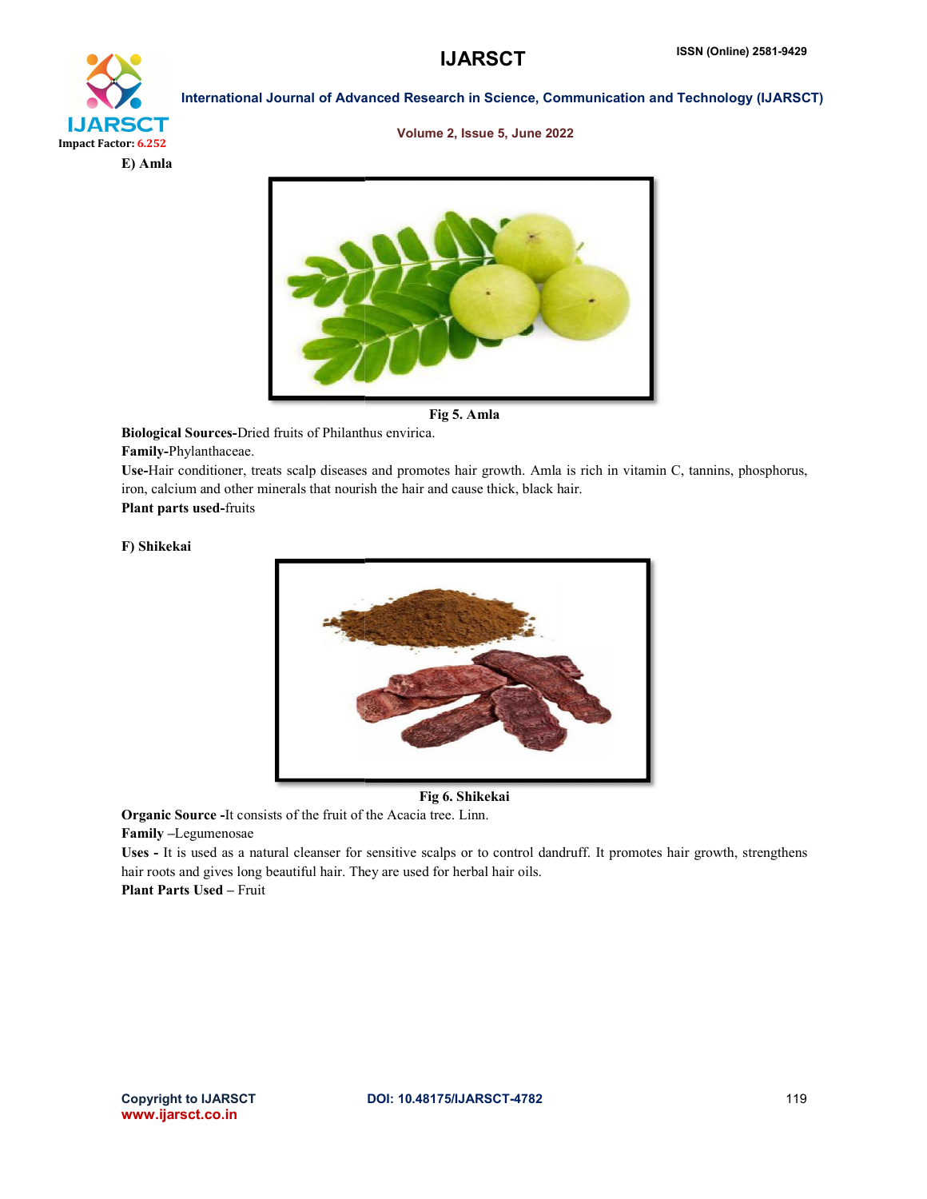**E) Amla**

Fig 5. Amla

**Biological Sources-**Dried fruits of Philanthus envirica.

**Family-**Phylanthaceae.

**Use-**Hair conditioner, treats scalp diseases and promotes hair growth. Amla is rich in vitamin C, tannins, phosphorus, iron, calcium and other minerals that nourish the hair and cause thick, black hair.

**Plant parts used-**fruits

**F) Shikekai**

Fig 6. Shikekai

**Organic Source -**It consists of the fruit of the Acacia tree. Linn.

**Family –**Legumenosae

**Uses -** It is used as a natural cleanser for sensitive scalps or to control dandruff. It promotes hair growth, strengthens hair roots and gives long beautiful hair. They are used for herbal hair oils.

**Plant Parts Used –** Fruit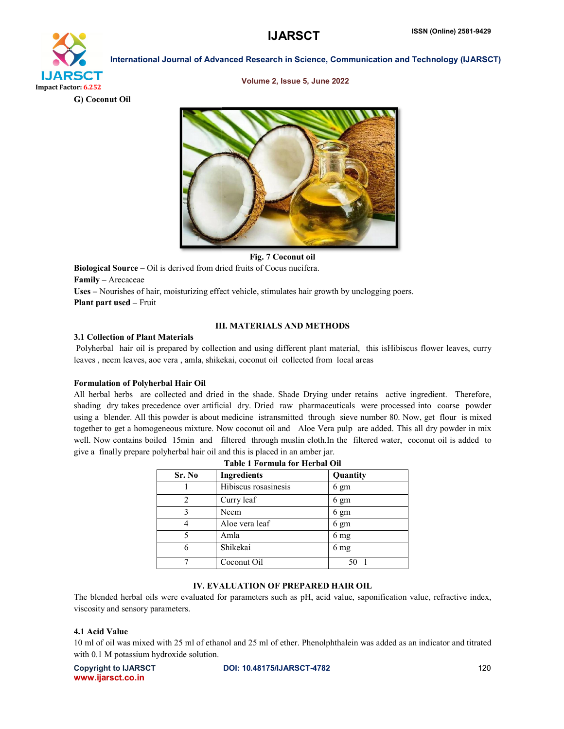G) Coconut Oil

Fig. 7 Coconut oil

**Biological Source** – Oil is derived from dried fruits of Cocus nucifera.

**Family** – Arecaceae

**Uses** – Nourishes of hair, moisturizing effect vehicle, stimulates hair growth by unclogging poers.

**Plant part used** – Fruit

## III. MATERIALS AND METHODS

### 3.1 Collection of Plant Materials

Polyherbal hair oil is prepared by collection and using different plant material, this isHibiscus flower leaves, curry leaves , neem leaves, aoe vera , amla, shikekai, coconut oil collected from local areas

### Formulation of Polyherbal Hair Oil

All herbal herbs are collected and dried in the shade. Shade Drying under retains active ingredient. Therefore, shading dry takes precedence over artificial dry. Dried raw pharmaceuticals were processed into coarse powder using a blender. All this powder is about medicine istransmitted through sieve number 80. Now, get flour is mixed together to get a homogeneous mixture. Now coconut oil and Aloe Vera pulp are added. This all dry powder in mix well. Now contains boiled 15min and filtered through muslin cloth.In the filtered water, coconut oil is added to give a finally prepare polyherbal hair oil and this is placed in an amber jar.

**Table 1 Formula for Herbal Oil**

| Sr. No | Ingredients | Quantity |
|---|---|---|
| 1 | Hibiscus rosasinesis | 6 gm |
| 2 | Curry leaf | 6 gm |
| 3 | Neem | 6 gm |
| 4 | Aloe vera leaf | 6 gm |
| 5 | Amla | 6 mg |
| 6 | Shikekai | 6 mg |
| 7 | Coconut Oil | 50 l |

## IV. EVALUATION OF PREPARED HAIR OIL

The blended herbal oils were evaluated for parameters such as pH, acid value, saponification value, refractive index, viscosity and sensory parameters.

### 4.1 Acid Value

10 ml of oil was mixed with 25 ml of ethanol and 25 ml of ether. Phenolphthalein was added as an indicator and titrated with 0.1 M potassium hydroxide solution.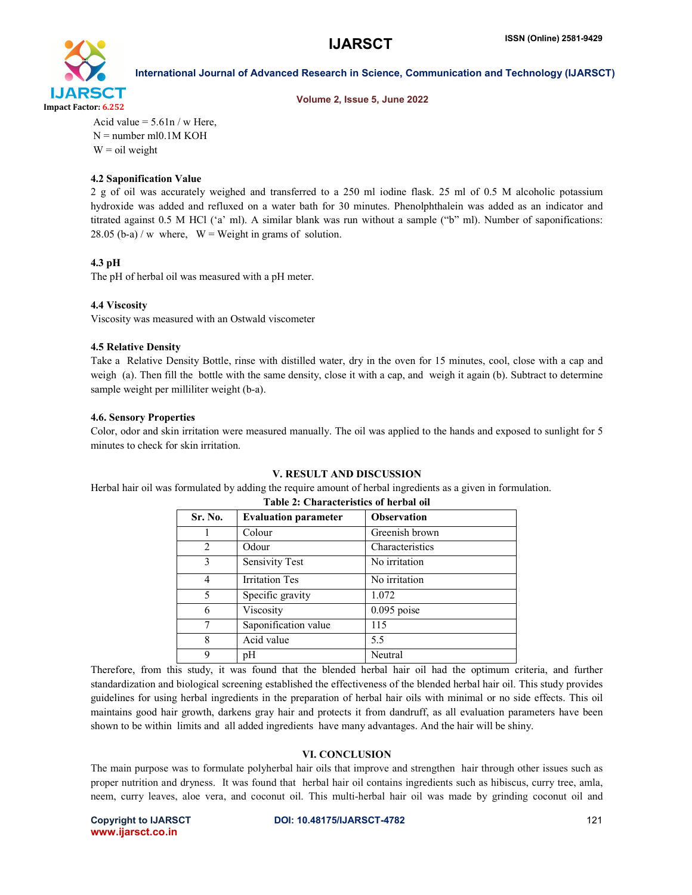Acid value = 5.61n / w Here,
N = number ml0.1M KOH
W = oil weight

### 4.2 Saponification Value

2 g of oil was accurately weighed and transferred to a 250 ml iodine flask. 25 ml of 0.5 M alcoholic potassium hydroxide was added and refluxed on a water bath for 30 minutes. Phenolphthalein was added as an indicator and titrated against 0.5 M HCl ('a' ml). A similar blank was run without a sample ("b" ml). Number of saponifications: 28.05 (b-a) / w where, W = Weight in grams of solution.

### 4.3 pH

The pH of herbal oil was measured with a pH meter.

### 4.4 Viscosity

Viscosity was measured with an Ostwald viscometer

### 4.5 Relative Density

Take a Relative Density Bottle, rinse with distilled water, dry in the oven for 15 minutes, cool, close with a cap and weigh (a). Then fill the bottle with the same density, close it with a cap, and weigh it again (b). Subtract to determine sample weight per milliliter weight (b-a).

### 4.6. Sensory Properties

Color, odor and skin irritation were measured manually. The oil was applied to the hands and exposed to sunlight for 5 minutes to check for skin irritation.

## V. RESULT AND DISCUSSION

Herbal hair oil was formulated by adding the require amount of herbal ingredients as a given in formulation.

**Table 2: Characteristics of herbal oil**

| Sr. No. | Evaluation parameter | Observation |
|---|---|---|
| 1 | Colour | Greenish brown |
| 2 | Odour | Characteristics |
| 3 | Sensivity Test | No irritation |
| 4 | Irritation Tes | No irritation |
| 5 | Specific gravity | 1.072 |
| 6 | Viscosity | 0.095 poise |
| 7 | Saponification value | 115 |
| 8 | Acid value | 5.5 |
| 9 | pH | Neutral |

Therefore, from this study, it was found that the blended herbal hair oil had the optimum criteria, and further standardization and biological screening established the effectiveness of the blended herbal hair oil. This study provides guidelines for using herbal ingredients in the preparation of herbal hair oils with minimal or no side effects. This oil maintains good hair growth, darkens gray hair and protects it from dandruff, as all evaluation parameters have been shown to be within limits and all added ingredients have many advantages. And the hair will be shiny.

## VI. CONCLUSION

The main purpose was to formulate polyherbal hair oils that improve and strengthen hair through other issues such as proper nutrition and dryness. It was found that herbal hair oil contains ingredients such as hibiscus, curry tree, amla, neem, curry leaves, aloe vera, and coconut oil. This multi-herbal hair oil was made by grinding coconut oil and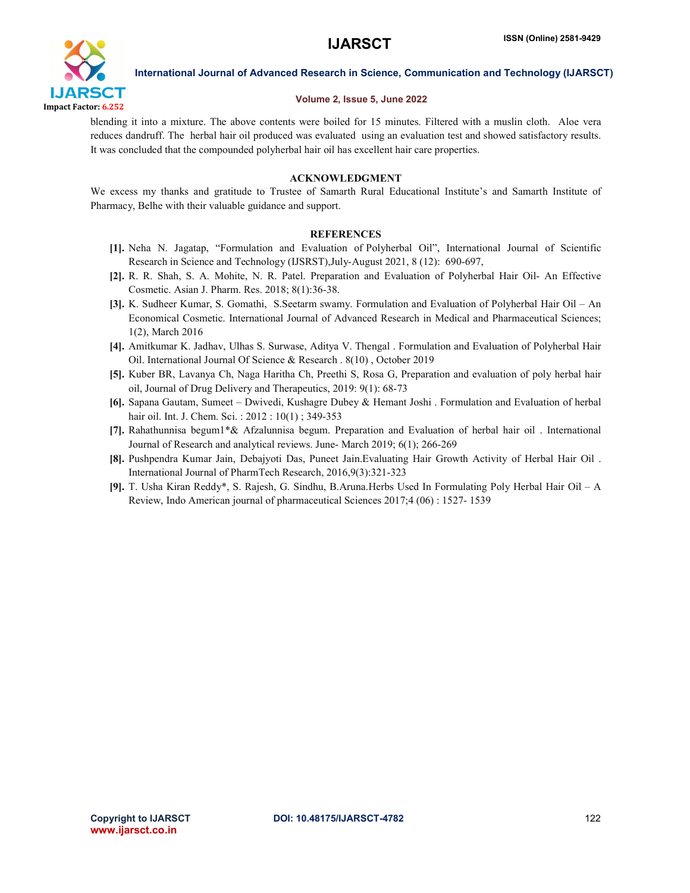blending it into a mixture. The above contents were boiled for 15 minutes. Filtered with a muslin cloth. Aloe vera reduces dandruff. The herbal hair oil produced was evaluated using an evaluation test and showed satisfactory results. It was concluded that the compounded polyherbal hair oil has excellent hair care properties.

## ACKNOWLEDGMENT

We excess my thanks and gratitude to Trustee of Samarth Rural Educational Institute's and Samarth Institute of Pharmacy, Belhe with their valuable guidance and support.

## REFERENCES

- **[1].** Neha N. Jagatap, "Formulation and Evaluation of Polyherbal Oil", International Journal of Scientific Research in Science and Technology (IJSRST),July-August 2021, 8 (12): 690-697,
- **[2].** R. R. Shah, S. A. Mohite, N. R. Patel. Preparation and Evaluation of Polyherbal Hair Oil- An Effective Cosmetic. Asian J. Pharm. Res. 2018; 8(1):36-38.
- **[3].** K. Sudheer Kumar, S. Gomathi, S.Seetarm swamy. Formulation and Evaluation of Polyherbal Hair Oil – An Economical Cosmetic. International Journal of Advanced Research in Medical and Pharmaceutical Sciences; 1(2), March 2016
- **[4].** Amitkumar K. Jadhav, Ulhas S. Surwase, Aditya V. Thengal . Formulation and Evaluation of Polyherbal Hair Oil. International Journal Of Science & Research . 8(10) , October 2019
- **[5].** Kuber BR, Lavanya Ch, Naga Haritha Ch, Preethi S, Rosa G, Preparation and evaluation of poly herbal hair oil, Journal of Drug Delivery and Therapeutics, 2019: 9(1): 68-73
- **[6].** Sapana Gautam, Sumeet – Dwivedi, Kushagre Dubey & Hemant Joshi . Formulation and Evaluation of herbal hair oil. Int. J. Chem. Sci. : 2012 : 10(1) ; 349-353
- **[7].** Rahathunnisa begum1*& Afzalunnisa begum. Preparation and Evaluation of herbal hair oil . International Journal of Research and analytical reviews. June- March 2019; 6(1); 266-269
- **[8].** Pushpendra Kumar Jain, Debajyoti Das, Puneet Jain.Evaluating Hair Growth Activity of Herbal Hair Oil . International Journal of PharmTech Research, 2016,9(3):321-323
- **[9].** T. Usha Kiran Reddy*, S. Rajesh, G. Sindhu, B.Aruna.Herbs Used In Formulating Poly Herbal Hair Oil – A Review, Indo American journal of pharmaceutical Sciences 2017;4 (06) : 1527- 1539